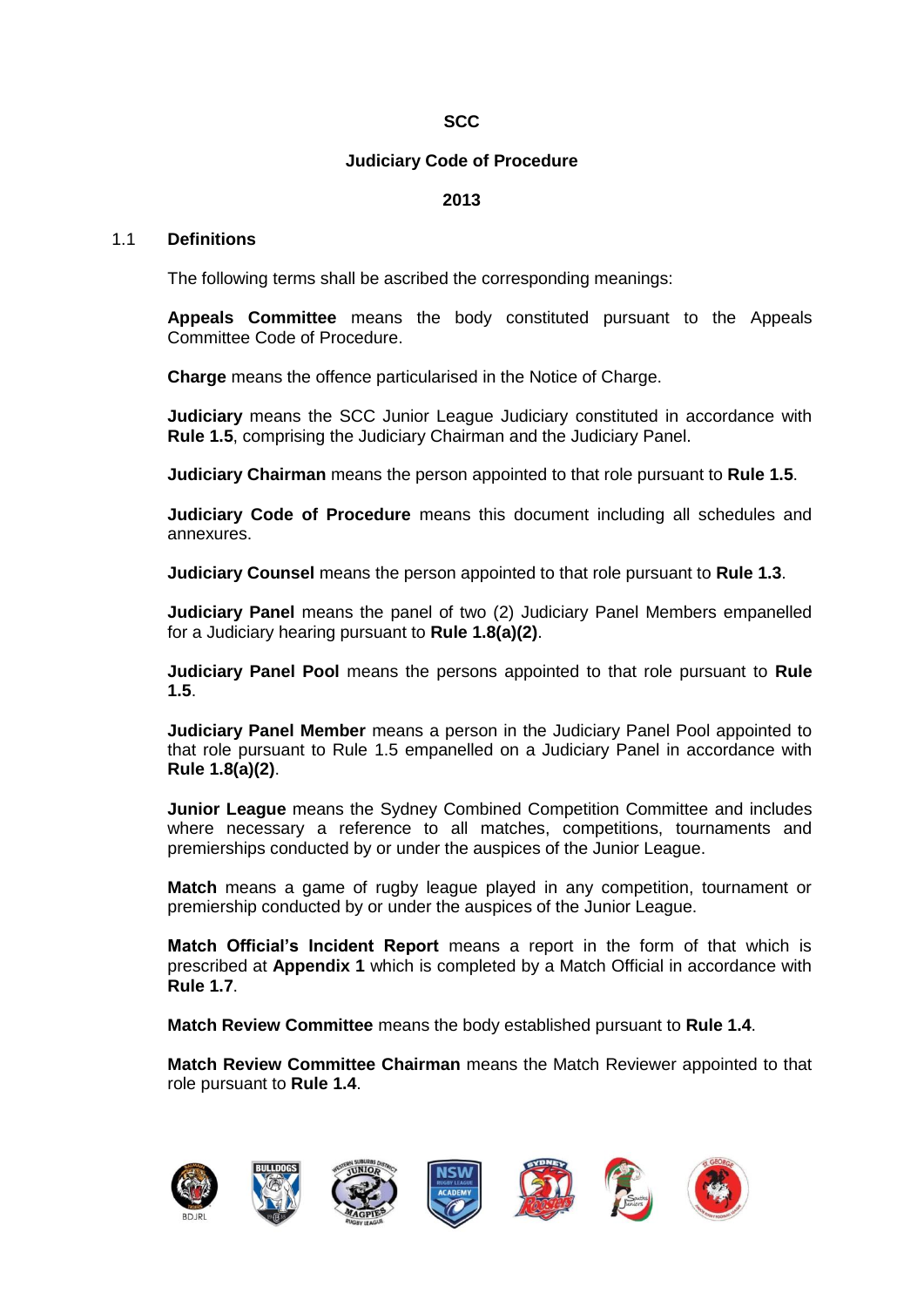# SCC

## Judiciary Code of Procedure

## 2013

### 1.1 Definitions

The following terms shall be ascribed the corresponding meanings:

**Appeals Committee** means the body constituted pursuant to the Appeals Committee Code of Procedure.

**Charge** means the offence particularised in the Notice of Charge.

**Judiciary** means the SCC Junior League Judiciary constituted in accordance with **Rule 1.5**, comprising the Judiciary Chairman and the Judiciary Panel.

**Judiciary Chairman** means the person appointed to that role pursuant to **Rule 1.5**.

**Judiciary Code of Procedure** means this document including all schedules and annexures.

**Judiciary Counsel** means the person appointed to that role pursuant to **Rule 1.3**.

**Judiciary Panel** means the panel of two (2) Judiciary Panel Members empanelled for a Judiciary hearing pursuant to **Rule 1.8(a)(2)**.

**Judiciary Panel Pool** means the persons appointed to that role pursuant to **Rule 1.5**.

**Judiciary Panel Member** means a person in the Judiciary Panel Pool appointed to that role pursuant to Rule 1.5 empanelled on a Judiciary Panel in accordance with **Rule 1.8(a)(2)**.

**Junior League** means the Sydney Combined Competition Committee and includes where necessary a reference to all matches, competitions, tournaments and premierships conducted by or under the auspices of the Junior League.

**Match** means a game of rugby league played in any competition, tournament or premiership conducted by or under the auspices of the Junior League.

**Match Official's Incident Report** means a report in the form of that which is prescribed at **Appendix 1** which is completed by a Match Official in accordance with **Rule 1.7**.

**Match Review Committee** means the body established pursuant to **Rule 1.4**.

**Match Review Committee Chairman** means the Match Reviewer appointed to that role pursuant to **Rule 1.4**.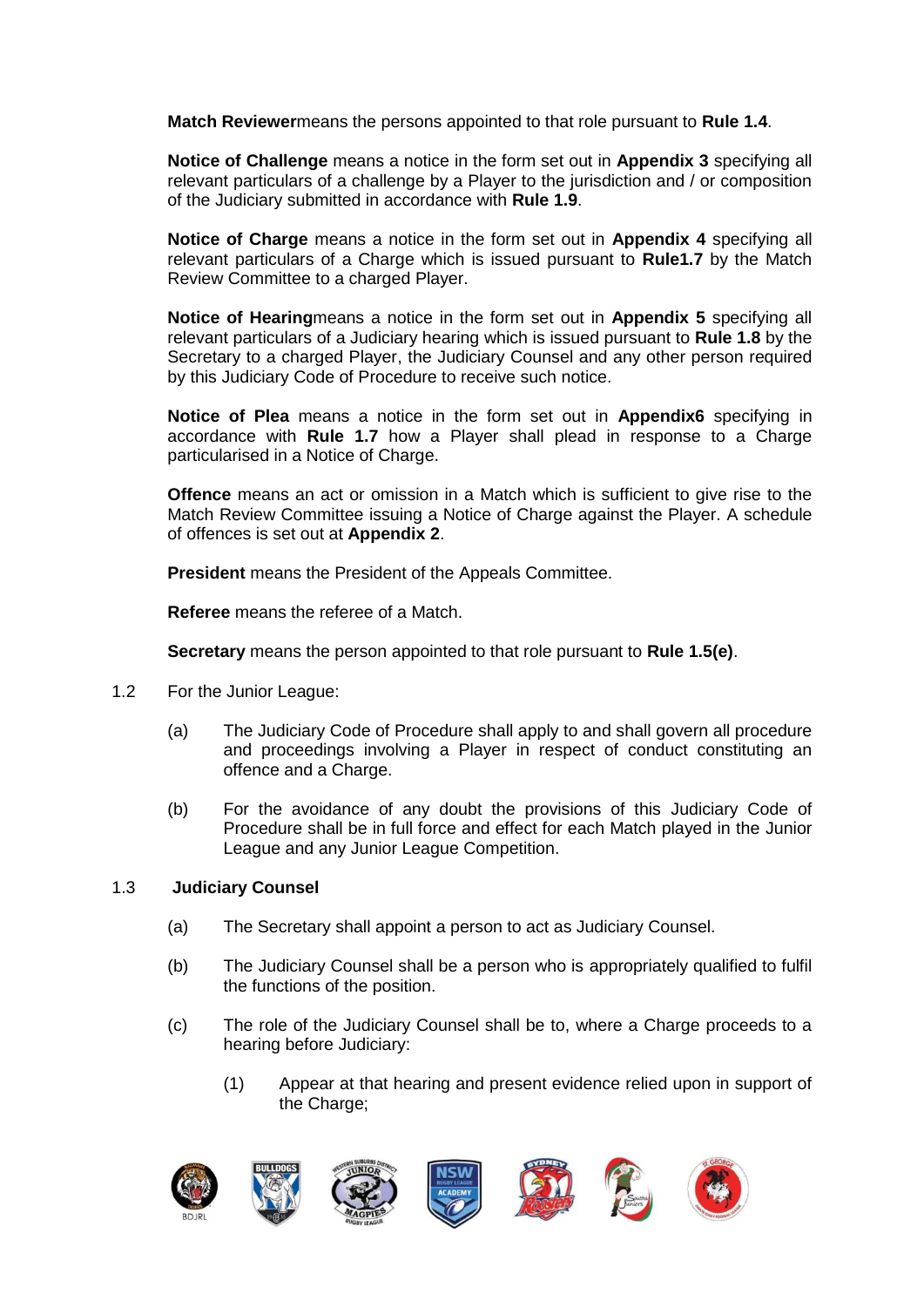**Match Reviewer**means the persons appointed to that role pursuant to **Rule 1.4**.

**Notice of Challenge** means a notice in the form set out in **Appendix 3** specifying all relevant particulars of a challenge by a Player to the jurisdiction and / or composition of the Judiciary submitted in accordance with **Rule 1.9**.

**Notice of Charge** means a notice in the form set out in **Appendix 4** specifying all relevant particulars of a Charge which is issued pursuant to **Rule1.7** by the Match Review Committee to a charged Player.

**Notice of Hearing**means a notice in the form set out in **Appendix 5** specifying all relevant particulars of a Judiciary hearing which is issued pursuant to **Rule 1.8** by the Secretary to a charged Player, the Judiciary Counsel and any other person required by this Judiciary Code of Procedure to receive such notice.

**Notice of Plea** means a notice in the form set out in **Appendix6** specifying in accordance with **Rule 1.7** how a Player shall plead in response to a Charge particularised in a Notice of Charge.

**Offence** means an act or omission in a Match which is sufficient to give rise to the Match Review Committee issuing a Notice of Charge against the Player. A schedule of offences is set out at **Appendix 2**.

**President** means the President of the Appeals Committee.

**Referee** means the referee of a Match.

**Secretary** means the person appointed to that role pursuant to **Rule 1.5(e)**.

1.2 For the Junior League:

(a) The Judiciary Code of Procedure shall apply to and shall govern all procedure and proceedings involving a Player in respect of conduct constituting an offence and a Charge.

(b) For the avoidance of any doubt the provisions of this Judiciary Code of Procedure shall be in full force and effect for each Match played in the Junior League and any Junior League Competition.

1.3 **Judiciary Counsel**

(a) The Secretary shall appoint a person to act as Judiciary Counsel.

(b) The Judiciary Counsel shall be a person who is appropriately qualified to fulfil the functions of the position.

(c) The role of the Judiciary Counsel shall be to, where a Charge proceeds to a hearing before Judiciary:

(1) Appear at that hearing and present evidence relied upon in support of the Charge;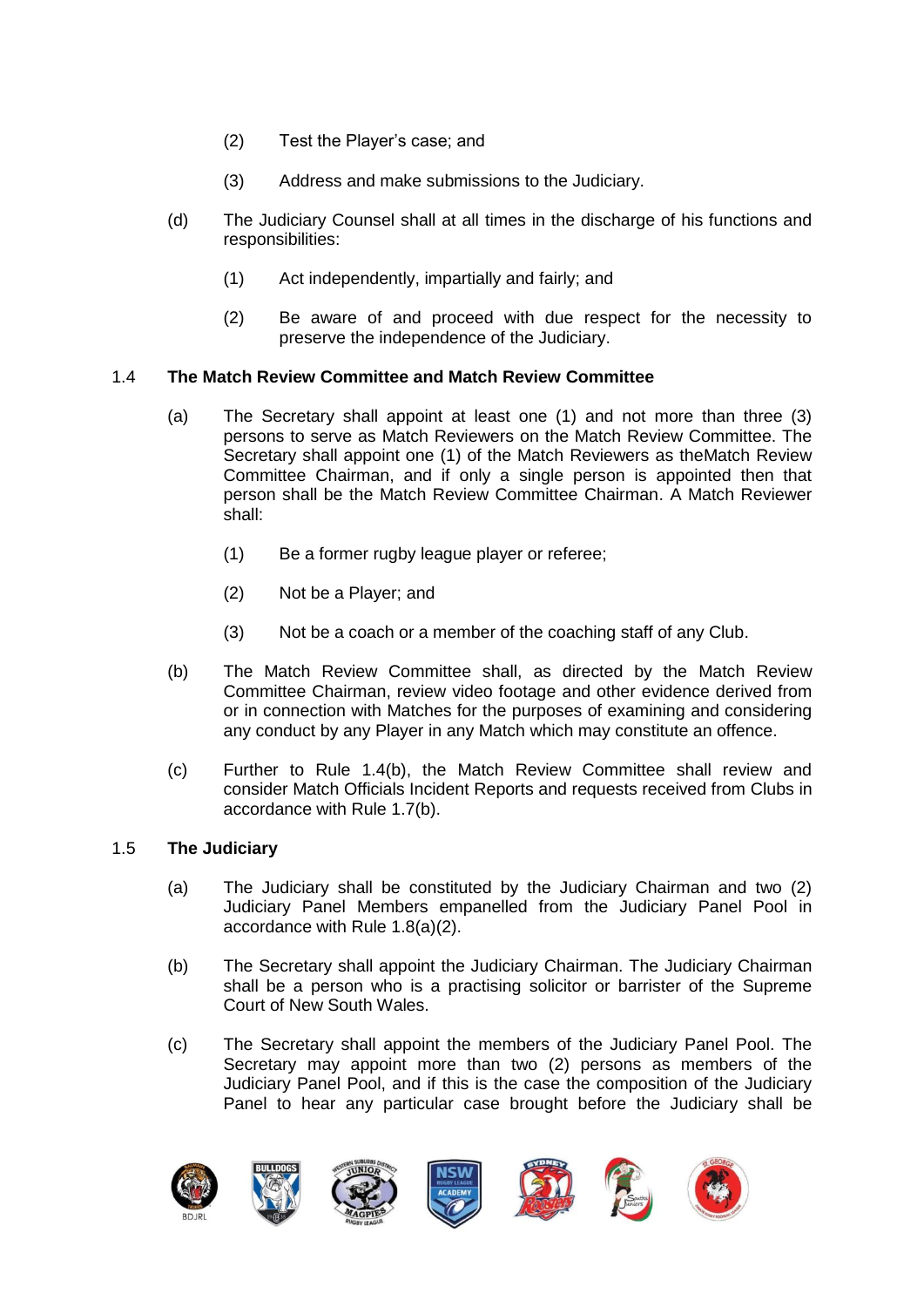(2) Test the Player's case; and

(3) Address and make submissions to the Judiciary.

(d) The Judiciary Counsel shall at all times in the discharge of his functions and responsibilities:

(1) Act independently, impartially and fairly; and

(2) Be aware of and proceed with due respect for the necessity to preserve the independence of the Judiciary.

### 1.4 The Match Review Committee and Match Review Committee

(a) The Secretary shall appoint at least one (1) and not more than three (3) persons to serve as Match Reviewers on the Match Review Committee. The Secretary shall appoint one (1) of the Match Reviewers as theMatch Review Committee Chairman, and if only a single person is appointed then that person shall be the Match Review Committee Chairman. A Match Reviewer shall:

(1) Be a former rugby league player or referee;

(2) Not be a Player; and

(3) Not be a coach or a member of the coaching staff of any Club.

(b) The Match Review Committee shall, as directed by the Match Review Committee Chairman, review video footage and other evidence derived from or in connection with Matches for the purposes of examining and considering any conduct by any Player in any Match which may constitute an offence.

(c) Further to Rule 1.4(b), the Match Review Committee shall review and consider Match Officials Incident Reports and requests received from Clubs in accordance with Rule 1.7(b).

### 1.5 The Judiciary

(a) The Judiciary shall be constituted by the Judiciary Chairman and two (2) Judiciary Panel Members empanelled from the Judiciary Panel Pool in accordance with Rule 1.8(a)(2).

(b) The Secretary shall appoint the Judiciary Chairman. The Judiciary Chairman shall be a person who is a practising solicitor or barrister of the Supreme Court of New South Wales.

(c) The Secretary shall appoint the members of the Judiciary Panel Pool. The Secretary may appoint more than two (2) persons as members of the Judiciary Panel Pool, and if this is the case the composition of the Judiciary Panel to hear any particular case brought before the Judiciary shall be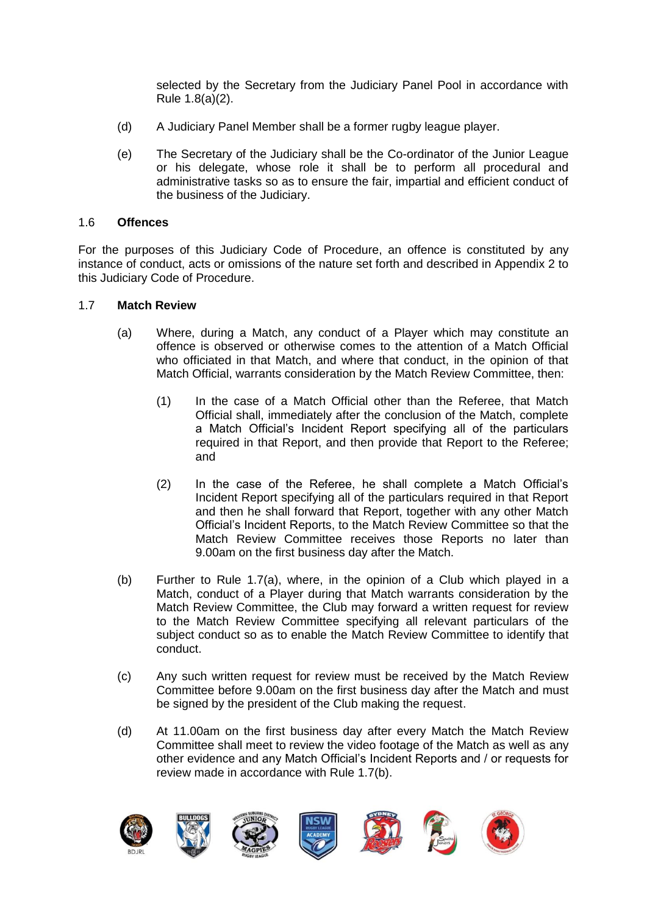selected by the Secretary from the Judiciary Panel Pool in accordance with Rule 1.8(a)(2).

(d) A Judiciary Panel Member shall be a former rugby league player.

(e) The Secretary of the Judiciary shall be the Co-ordinator of the Junior League or his delegate, whose role it shall be to perform all procedural and administrative tasks so as to ensure the fair, impartial and efficient conduct of the business of the Judiciary.

### 1.6 **Offences**

For the purposes of this Judiciary Code of Procedure, an offence is constituted by any instance of conduct, acts or omissions of the nature set forth and described in Appendix 2 to this Judiciary Code of Procedure.

### 1.7 **Match Review**

(a) Where, during a Match, any conduct of a Player which may constitute an offence is observed or otherwise comes to the attention of a Match Official who officiated in that Match, and where that conduct, in the opinion of that Match Official, warrants consideration by the Match Review Committee, then:

(1) In the case of a Match Official other than the Referee, that Match Official shall, immediately after the conclusion of the Match, complete a Match Official's Incident Report specifying all of the particulars required in that Report, and then provide that Report to the Referee; and

(2) In the case of the Referee, he shall complete a Match Official's Incident Report specifying all of the particulars required in that Report and then he shall forward that Report, together with any other Match Official's Incident Reports, to the Match Review Committee so that the Match Review Committee receives those Reports no later than 9.00am on the first business day after the Match.

(b) Further to Rule 1.7(a), where, in the opinion of a Club which played in a Match, conduct of a Player during that Match warrants consideration by the Match Review Committee, the Club may forward a written request for review to the Match Review Committee specifying all relevant particulars of the subject conduct so as to enable the Match Review Committee to identify that conduct.

(c) Any such written request for review must be received by the Match Review Committee before 9.00am on the first business day after the Match and must be signed by the president of the Club making the request.

(d) At 11.00am on the first business day after every Match the Match Review Committee shall meet to review the video footage of the Match as well as any other evidence and any Match Official's Incident Reports and / or requests for review made in accordance with Rule 1.7(b).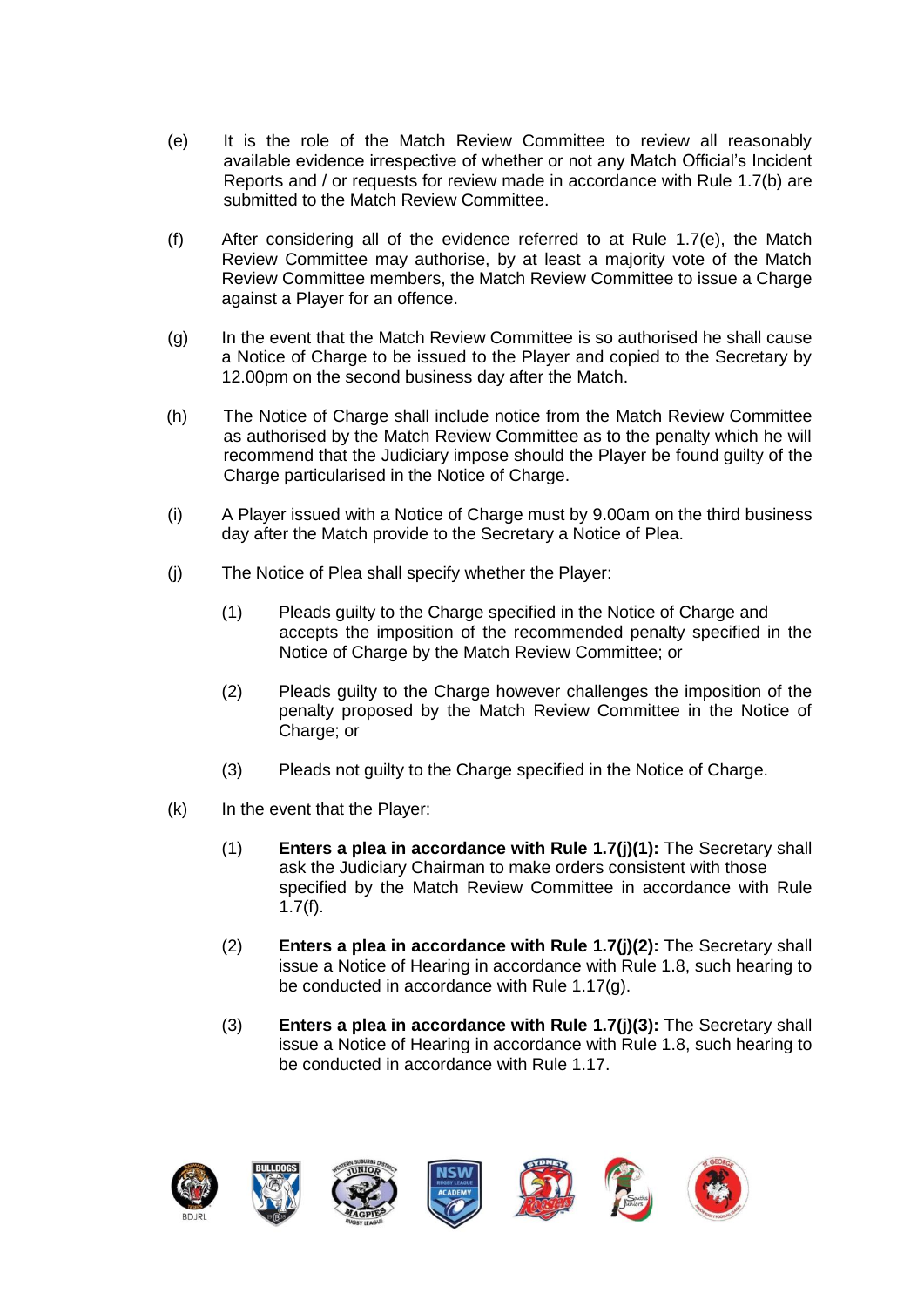(e) It is the role of the Match Review Committee to review all reasonably available evidence irrespective of whether or not any Match Official's Incident Reports and / or requests for review made in accordance with Rule 1.7(b) are submitted to the Match Review Committee.

(f) After considering all of the evidence referred to at Rule 1.7(e), the Match Review Committee may authorise, by at least a majority vote of the Match Review Committee members, the Match Review Committee to issue a Charge against a Player for an offence.

(g) In the event that the Match Review Committee is so authorised he shall cause a Notice of Charge to be issued to the Player and copied to the Secretary by 12.00pm on the second business day after the Match.

(h) The Notice of Charge shall include notice from the Match Review Committee as authorised by the Match Review Committee as to the penalty which he will recommend that the Judiciary impose should the Player be found guilty of the Charge particularised in the Notice of Charge.

(i) A Player issued with a Notice of Charge must by 9.00am on the third business day after the Match provide to the Secretary a Notice of Plea.

(j) The Notice of Plea shall specify whether the Player:

  (1) Pleads guilty to the Charge specified in the Notice of Charge and accepts the imposition of the recommended penalty specified in the Notice of Charge by the Match Review Committee; or

  (2) Pleads guilty to the Charge however challenges the imposition of the penalty proposed by the Match Review Committee in the Notice of Charge; or

  (3) Pleads not guilty to the Charge specified in the Notice of Charge.

(k) In the event that the Player:

  (1) **Enters a plea in accordance with Rule 1.7(j)(1):** The Secretary shall ask the Judiciary Chairman to make orders consistent with those specified by the Match Review Committee in accordance with Rule 1.7(f).

  (2) **Enters a plea in accordance with Rule 1.7(j)(2):** The Secretary shall issue a Notice of Hearing in accordance with Rule 1.8, such hearing to be conducted in accordance with Rule 1.17(g).

  (3) **Enters a plea in accordance with Rule 1.7(j)(3):** The Secretary shall issue a Notice of Hearing in accordance with Rule 1.8, such hearing to be conducted in accordance with Rule 1.17.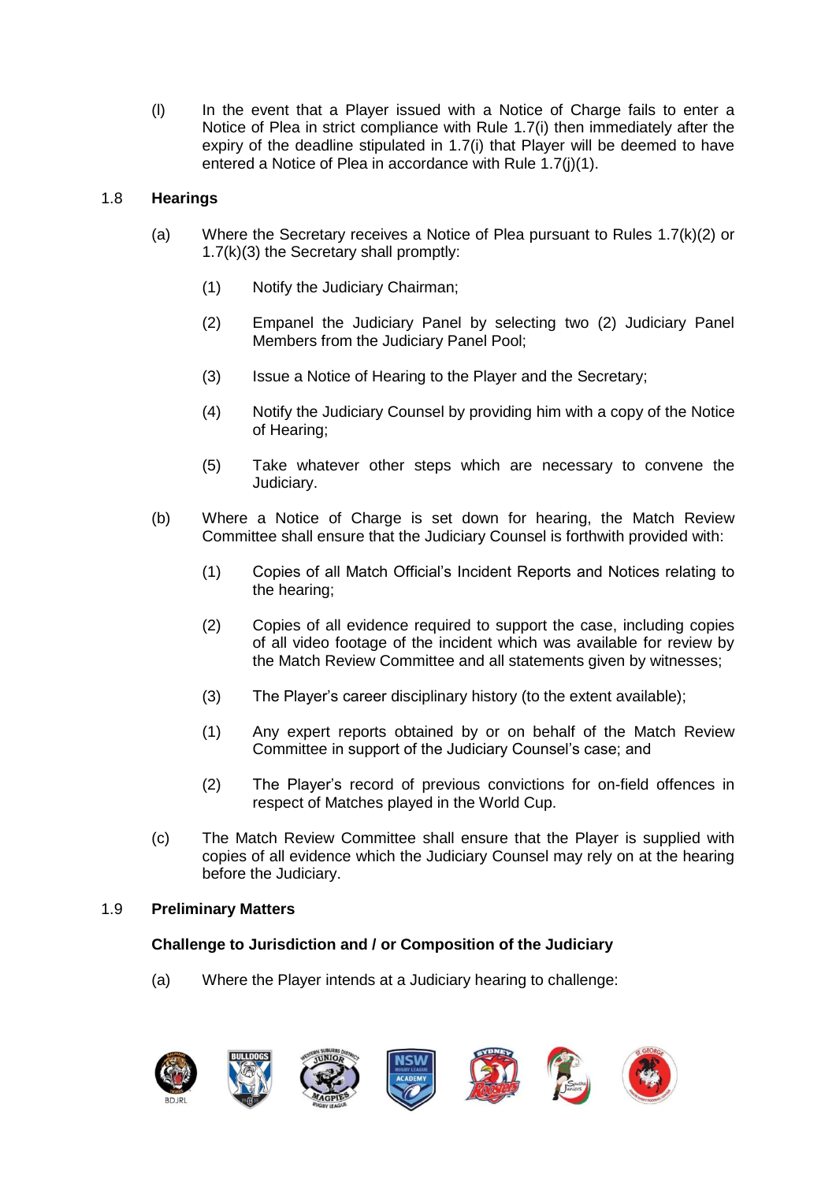(l) In the event that a Player issued with a Notice of Charge fails to enter a Notice of Plea in strict compliance with Rule 1.7(i) then immediately after the expiry of the deadline stipulated in 1.7(i) that Player will be deemed to have entered a Notice of Plea in accordance with Rule 1.7(j)(1).

## 1.8 Hearings

(a) Where the Secretary receives a Notice of Plea pursuant to Rules 1.7(k)(2) or 1.7(k)(3) the Secretary shall promptly:

(1) Notify the Judiciary Chairman;

(2) Empanel the Judiciary Panel by selecting two (2) Judiciary Panel Members from the Judiciary Panel Pool;

(3) Issue a Notice of Hearing to the Player and the Secretary;

(4) Notify the Judiciary Counsel by providing him with a copy of the Notice of Hearing;

(5) Take whatever other steps which are necessary to convene the Judiciary.

(b) Where a Notice of Charge is set down for hearing, the Match Review Committee shall ensure that the Judiciary Counsel is forthwith provided with:

(1) Copies of all Match Official's Incident Reports and Notices relating to the hearing;

(2) Copies of all evidence required to support the case, including copies of all video footage of the incident which was available for review by the Match Review Committee and all statements given by witnesses;

(3) The Player's career disciplinary history (to the extent available);

(1) Any expert reports obtained by or on behalf of the Match Review Committee in support of the Judiciary Counsel's case; and

(2) The Player's record of previous convictions for on-field offences in respect of Matches played in the World Cup.

(c) The Match Review Committee shall ensure that the Player is supplied with copies of all evidence which the Judiciary Counsel may rely on at the hearing before the Judiciary.

## 1.9 Preliminary Matters

### Challenge to Jurisdiction and / or Composition of the Judiciary

(a) Where the Player intends at a Judiciary hearing to challenge: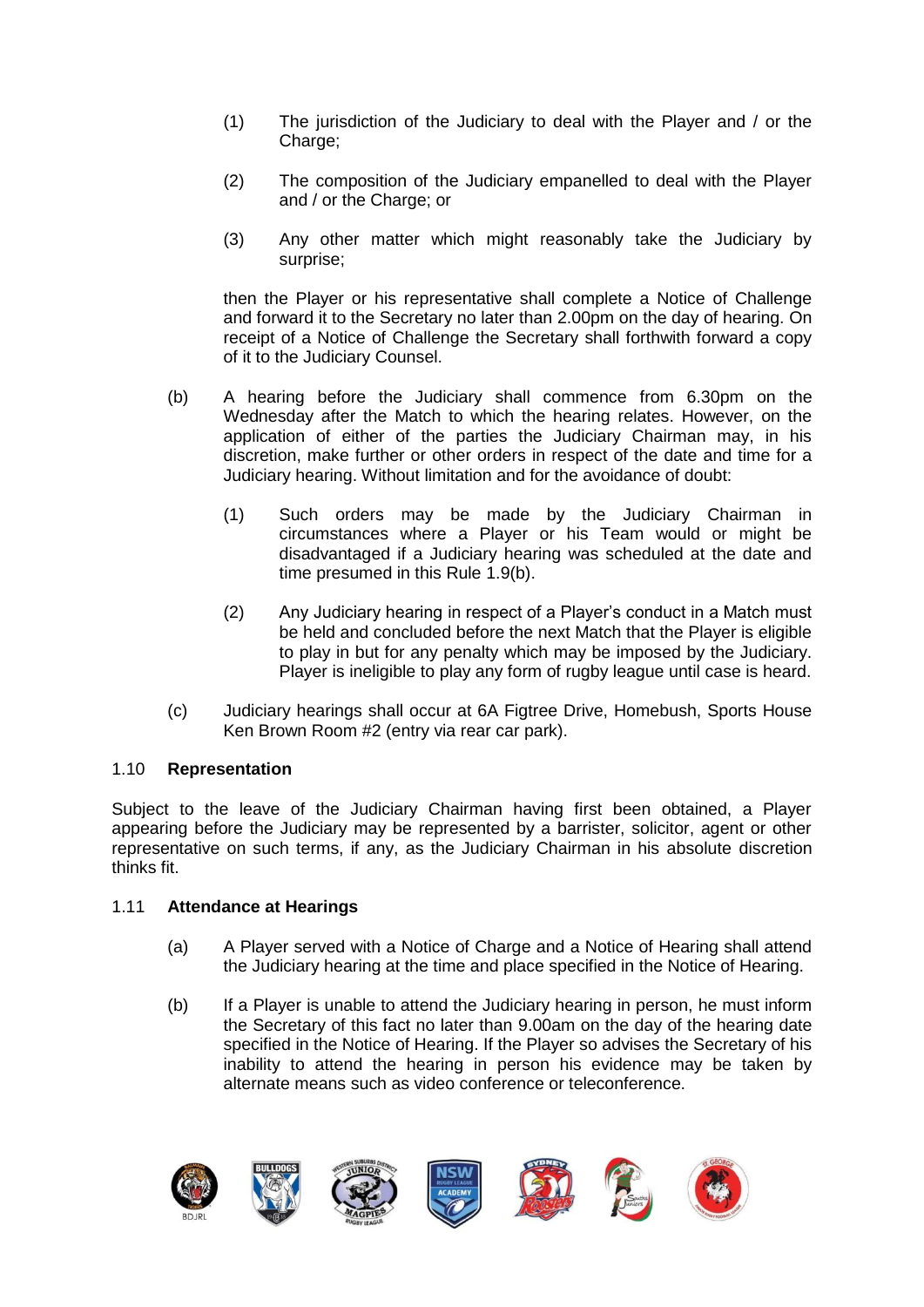(1) The jurisdiction of the Judiciary to deal with the Player and / or the Charge;

(2) The composition of the Judiciary empanelled to deal with the Player and / or the Charge; or

(3) Any other matter which might reasonably take the Judiciary by surprise;

then the Player or his representative shall complete a Notice of Challenge and forward it to the Secretary no later than 2.00pm on the day of hearing. On receipt of a Notice of Challenge the Secretary shall forthwith forward a copy of it to the Judiciary Counsel.

(b) A hearing before the Judiciary shall commence from 6.30pm on the Wednesday after the Match to which the hearing relates. However, on the application of either of the parties the Judiciary Chairman may, in his discretion, make further or other orders in respect of the date and time for a Judiciary hearing. Without limitation and for the avoidance of doubt:

(1) Such orders may be made by the Judiciary Chairman in circumstances where a Player or his Team would or might be disadvantaged if a Judiciary hearing was scheduled at the date and time presumed in this Rule 1.9(b).

(2) Any Judiciary hearing in respect of a Player's conduct in a Match must be held and concluded before the next Match that the Player is eligible to play in but for any penalty which may be imposed by the Judiciary. Player is ineligible to play any form of rugby league until case is heard.

(c) Judiciary hearings shall occur at 6A Figtree Drive, Homebush, Sports House Ken Brown Room #2 (entry via rear car park).

1.10 **Representation**

Subject to the leave of the Judiciary Chairman having first been obtained, a Player appearing before the Judiciary may be represented by a barrister, solicitor, agent or other representative on such terms, if any, as the Judiciary Chairman in his absolute discretion thinks fit.

1.11 **Attendance at Hearings**

(a) A Player served with a Notice of Charge and a Notice of Hearing shall attend the Judiciary hearing at the time and place specified in the Notice of Hearing.

(b) If a Player is unable to attend the Judiciary hearing in person, he must inform the Secretary of this fact no later than 9.00am on the day of the hearing date specified in the Notice of Hearing. If the Player so advises the Secretary of his inability to attend the hearing in person his evidence may be taken by alternate means such as video conference or teleconference.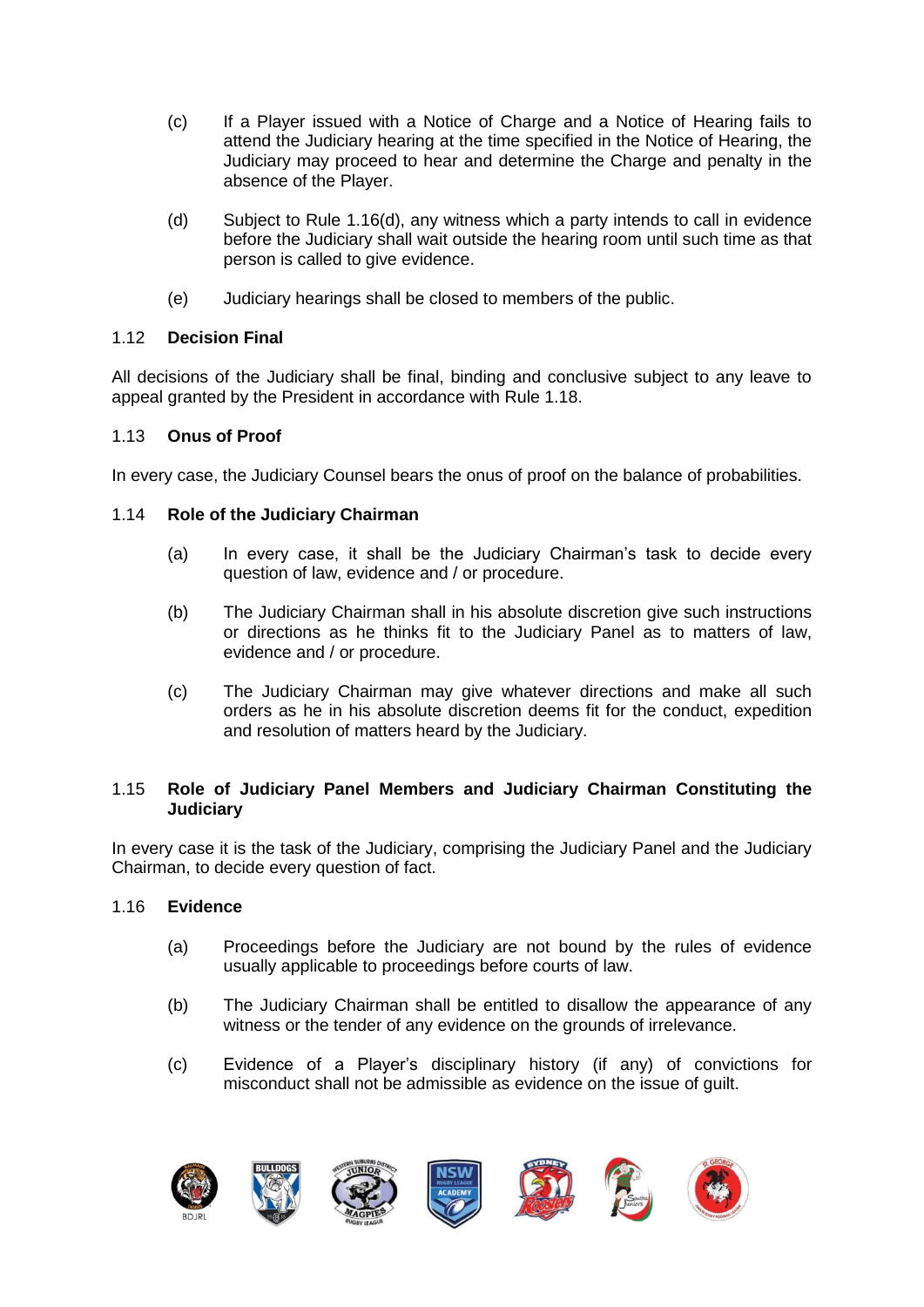(c) If a Player issued with a Notice of Charge and a Notice of Hearing fails to attend the Judiciary hearing at the time specified in the Notice of Hearing, the Judiciary may proceed to hear and determine the Charge and penalty in the absence of the Player.

(d) Subject to Rule 1.16(d), any witness which a party intends to call in evidence before the Judiciary shall wait outside the hearing room until such time as that person is called to give evidence.

(e) Judiciary hearings shall be closed to members of the public.

### 1.12 Decision Final

All decisions of the Judiciary shall be final, binding and conclusive subject to any leave to appeal granted by the President in accordance with Rule 1.18.

### 1.13 Onus of Proof

In every case, the Judiciary Counsel bears the onus of proof on the balance of probabilities.

### 1.14 Role of the Judiciary Chairman

(a) In every case, it shall be the Judiciary Chairman's task to decide every question of law, evidence and / or procedure.

(b) The Judiciary Chairman shall in his absolute discretion give such instructions or directions as he thinks fit to the Judiciary Panel as to matters of law, evidence and / or procedure.

(c) The Judiciary Chairman may give whatever directions and make all such orders as he in his absolute discretion deems fit for the conduct, expedition and resolution of matters heard by the Judiciary.

### 1.15 Role of Judiciary Panel Members and Judiciary Chairman Constituting the Judiciary

In every case it is the task of the Judiciary, comprising the Judiciary Panel and the Judiciary Chairman, to decide every question of fact.

### 1.16 Evidence

(a) Proceedings before the Judiciary are not bound by the rules of evidence usually applicable to proceedings before courts of law.

(b) The Judiciary Chairman shall be entitled to disallow the appearance of any witness or the tender of any evidence on the grounds of irrelevance.

(c) Evidence of a Player's disciplinary history (if any) of convictions for misconduct shall not be admissible as evidence on the issue of guilt.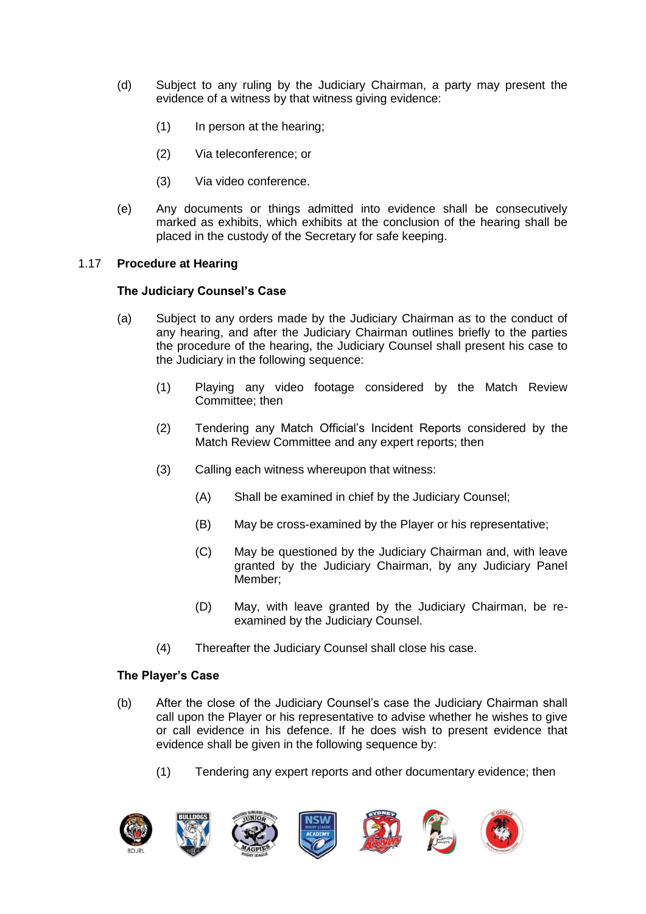(d) Subject to any ruling by the Judiciary Chairman, a party may present the evidence of a witness by that witness giving evidence:

  (1) In person at the hearing;

  (2) Via teleconference; or

  (3) Via video conference.

(e) Any documents or things admitted into evidence shall be consecutively marked as exhibits, which exhibits at the conclusion of the hearing shall be placed in the custody of the Secretary for safe keeping.

1.17 **Procedure at Hearing**

**The Judiciary Counsel's Case**

(a) Subject to any orders made by the Judiciary Chairman as to the conduct of any hearing, and after the Judiciary Chairman outlines briefly to the parties the procedure of the hearing, the Judiciary Counsel shall present his case to the Judiciary in the following sequence:

  (1) Playing any video footage considered by the Match Review Committee; then

  (2) Tendering any Match Official's Incident Reports considered by the Match Review Committee and any expert reports; then

  (3) Calling each witness whereupon that witness:

    (A) Shall be examined in chief by the Judiciary Counsel;

    (B) May be cross-examined by the Player or his representative;

    (C) May be questioned by the Judiciary Chairman and, with leave granted by the Judiciary Chairman, by any Judiciary Panel Member;

    (D) May, with leave granted by the Judiciary Chairman, be re-examined by the Judiciary Counsel.

  (4) Thereafter the Judiciary Counsel shall close his case.

**The Player's Case**

(b) After the close of the Judiciary Counsel's case the Judiciary Chairman shall call upon the Player or his representative to advise whether he wishes to give or call evidence in his defence. If he does wish to present evidence that evidence shall be given in the following sequence by:

  (1) Tendering any expert reports and other documentary evidence; then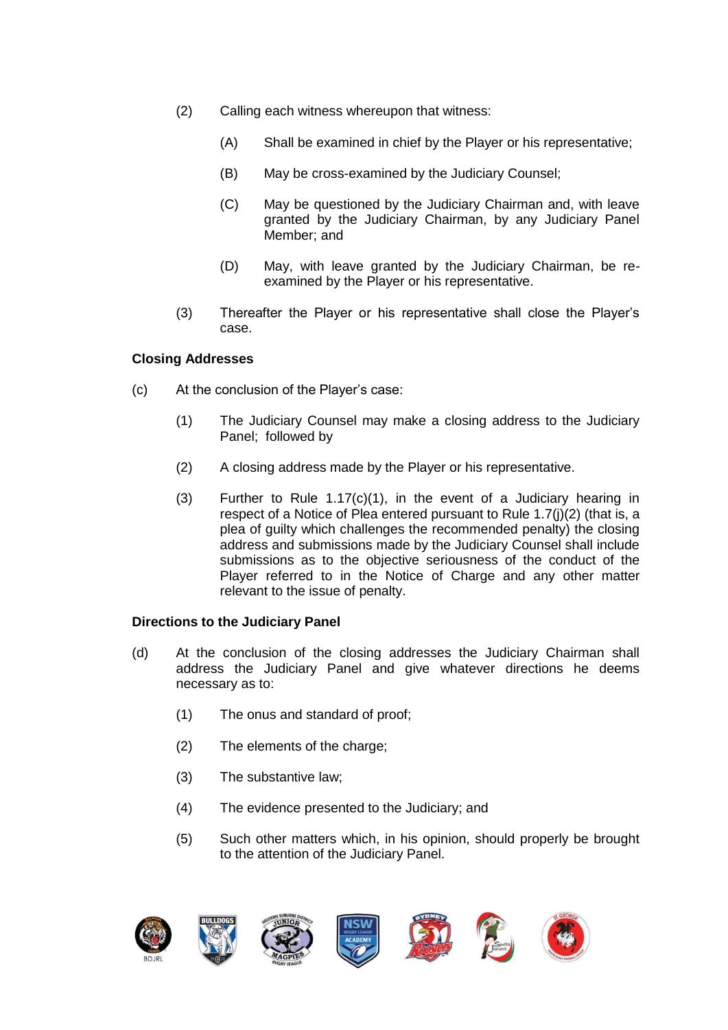(2) Calling each witness whereupon that witness:

(A) Shall be examined in chief by the Player or his representative;

(B) May be cross-examined by the Judiciary Counsel;

(C) May be questioned by the Judiciary Chairman and, with leave granted by the Judiciary Chairman, by any Judiciary Panel Member; and

(D) May, with leave granted by the Judiciary Chairman, be re-examined by the Player or his representative.

(3) Thereafter the Player or his representative shall close the Player's case.

**Closing Addresses**

(c) At the conclusion of the Player's case:

(1) The Judiciary Counsel may make a closing address to the Judiciary Panel; followed by

(2) A closing address made by the Player or his representative.

(3) Further to Rule 1.17(c)(1), in the event of a Judiciary hearing in respect of a Notice of Plea entered pursuant to Rule 1.7(j)(2) (that is, a plea of guilty which challenges the recommended penalty) the closing address and submissions made by the Judiciary Counsel shall include submissions as to the objective seriousness of the conduct of the Player referred to in the Notice of Charge and any other matter relevant to the issue of penalty.

**Directions to the Judiciary Panel**

(d) At the conclusion of the closing addresses the Judiciary Chairman shall address the Judiciary Panel and give whatever directions he deems necessary as to:

(1) The onus and standard of proof;

(2) The elements of the charge;

(3) The substantive law;

(4) The evidence presented to the Judiciary; and

(5) Such other matters which, in his opinion, should properly be brought to the attention of the Judiciary Panel.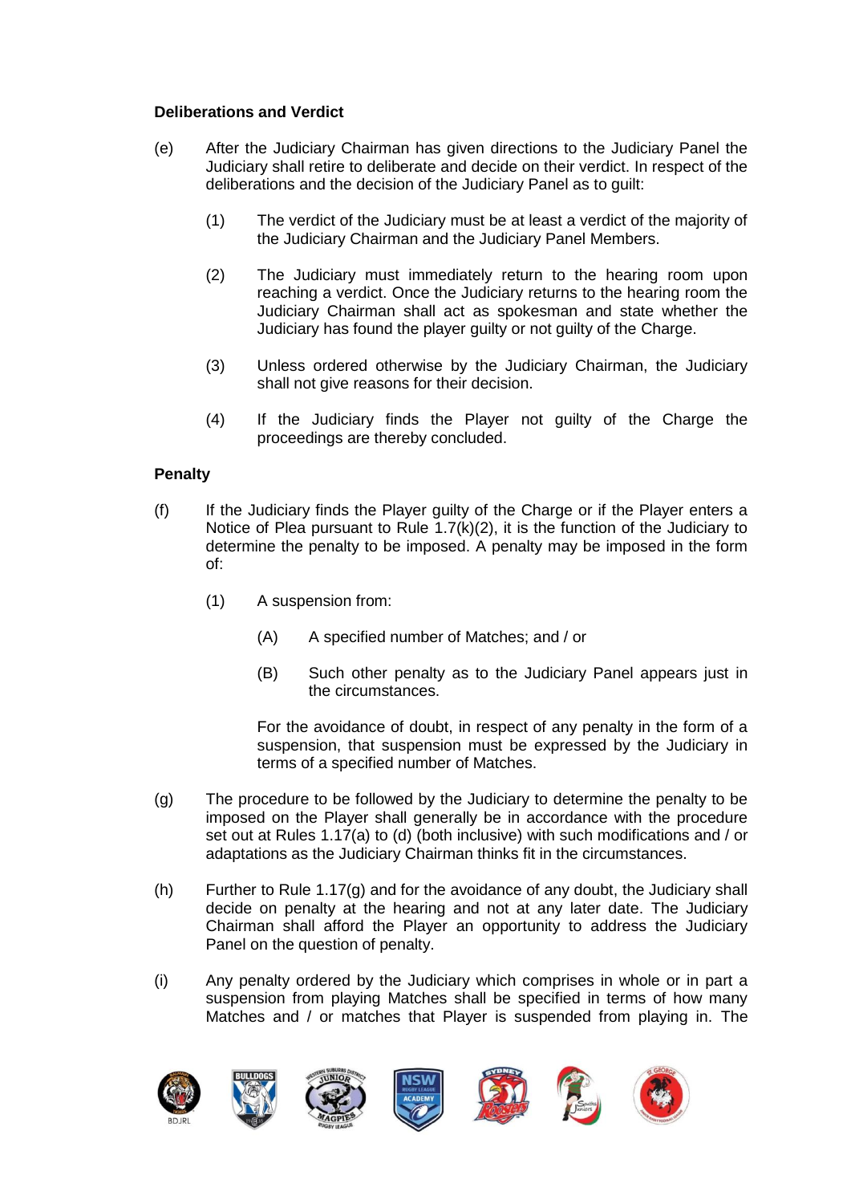**Deliberations and Verdict**

(e) After the Judiciary Chairman has given directions to the Judiciary Panel the Judiciary shall retire to deliberate and decide on their verdict. In respect of the deliberations and the decision of the Judiciary Panel as to guilt:

(1) The verdict of the Judiciary must be at least a verdict of the majority of the Judiciary Chairman and the Judiciary Panel Members.

(2) The Judiciary must immediately return to the hearing room upon reaching a verdict. Once the Judiciary returns to the hearing room the Judiciary Chairman shall act as spokesman and state whether the Judiciary has found the player guilty or not guilty of the Charge.

(3) Unless ordered otherwise by the Judiciary Chairman, the Judiciary shall not give reasons for their decision.

(4) If the Judiciary finds the Player not guilty of the Charge the proceedings are thereby concluded.

**Penalty**

(f) If the Judiciary finds the Player guilty of the Charge or if the Player enters a Notice of Plea pursuant to Rule 1.7(k)(2), it is the function of the Judiciary to determine the penalty to be imposed. A penalty may be imposed in the form of:

(1) A suspension from:

(A) A specified number of Matches; and / or

(B) Such other penalty as to the Judiciary Panel appears just in the circumstances.

For the avoidance of doubt, in respect of any penalty in the form of a suspension, that suspension must be expressed by the Judiciary in terms of a specified number of Matches.

(g) The procedure to be followed by the Judiciary to determine the penalty to be imposed on the Player shall generally be in accordance with the procedure set out at Rules 1.17(a) to (d) (both inclusive) with such modifications and / or adaptations as the Judiciary Chairman thinks fit in the circumstances.

(h) Further to Rule 1.17(g) and for the avoidance of any doubt, the Judiciary shall decide on penalty at the hearing and not at any later date. The Judiciary Chairman shall afford the Player an opportunity to address the Judiciary Panel on the question of penalty.

(i) Any penalty ordered by the Judiciary which comprises in whole or in part a suspension from playing Matches shall be specified in terms of how many Matches and / or matches that Player is suspended from playing in. The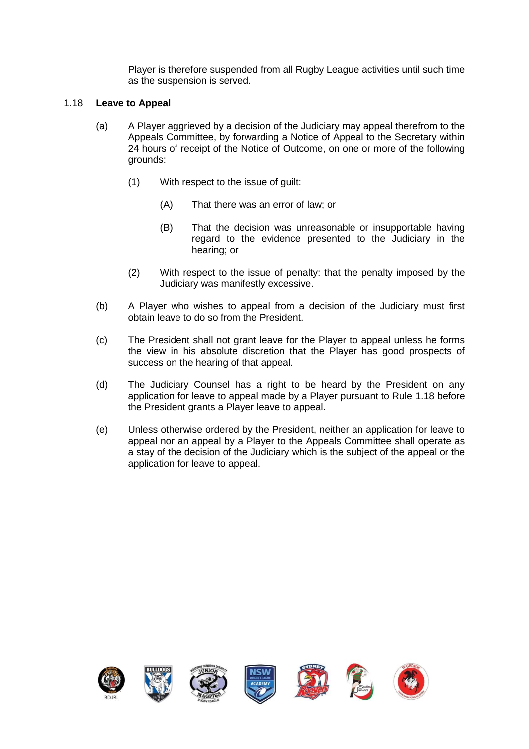Player is therefore suspended from all Rugby League activities until such time as the suspension is served.

### 1.18 **Leave to Appeal**

(a) A Player aggrieved by a decision of the Judiciary may appeal therefrom to the Appeals Committee, by forwarding a Notice of Appeal to the Secretary within 24 hours of receipt of the Notice of Outcome, on one or more of the following grounds:

(1) With respect to the issue of guilt:

(A) That there was an error of law; or

(B) That the decision was unreasonable or insupportable having regard to the evidence presented to the Judiciary in the hearing; or

(2) With respect to the issue of penalty: that the penalty imposed by the Judiciary was manifestly excessive.

(b) A Player who wishes to appeal from a decision of the Judiciary must first obtain leave to do so from the President.

(c) The President shall not grant leave for the Player to appeal unless he forms the view in his absolute discretion that the Player has good prospects of success on the hearing of that appeal.

(d) The Judiciary Counsel has a right to be heard by the President on any application for leave to appeal made by a Player pursuant to Rule 1.18 before the President grants a Player leave to appeal.

(e) Unless otherwise ordered by the President, neither an application for leave to appeal nor an appeal by a Player to the Appeals Committee shall operate as a stay of the decision of the Judiciary which is the subject of the appeal or the application for leave to appeal.